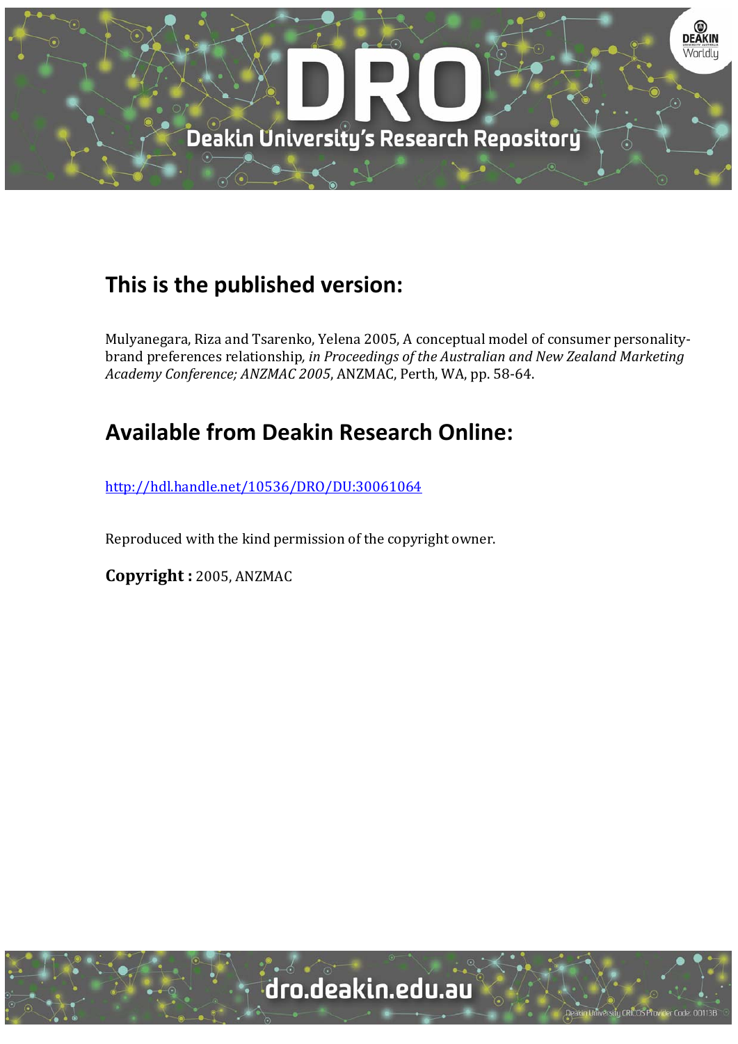## This is the published version:

Mulyanegara, Riza and Tsarenko, Yelena 2005, A conceptual model of consumer personality-brand preferences relationship, *in Proceedings of the Australian and New Zealand Marketing Academy Conference; ANZMAC 2005*, ANZMAC, Perth, WA, pp. 58-64.

## Available from Deakin Research Online:

http://hdl.handle.net/10536/DRO/DU:30061064

Reproduced with the kind permission of the copyright owner.

**Copyright :** 2005, ANZMAC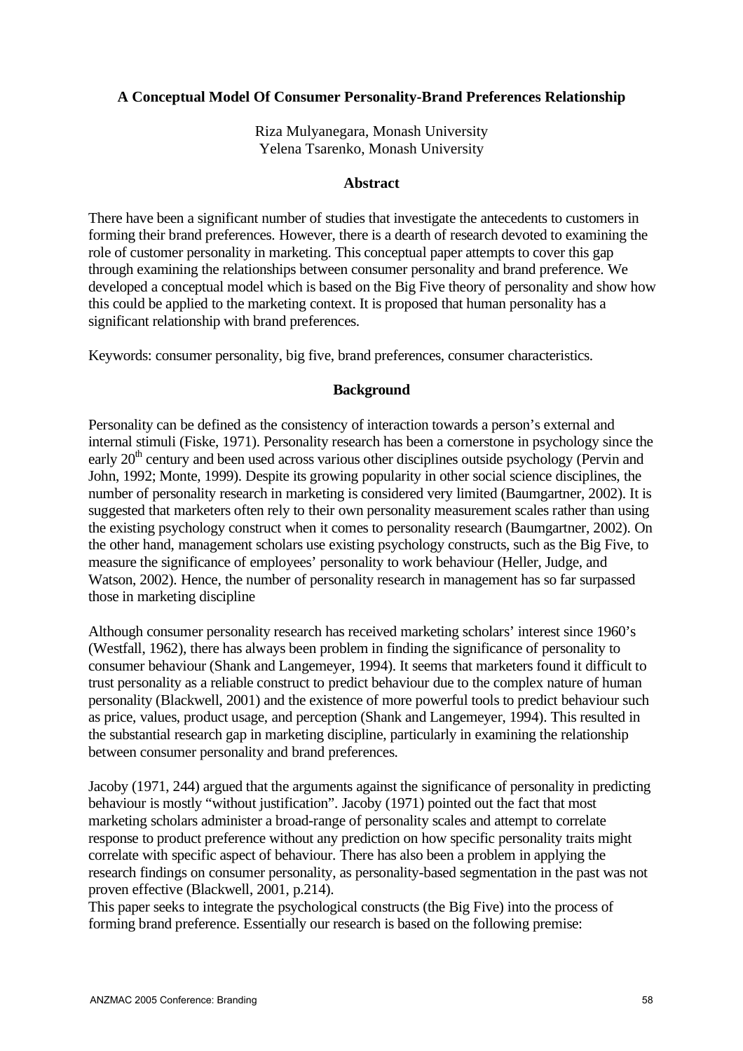**A Conceptual Model Of Consumer Personality-Brand Preferences Relationship**

Riza Mulyanegara, Monash University
Yelena Tsarenko, Monash University

## Abstract

There have been a significant number of studies that investigate the antecedents to customers in forming their brand preferences. However, there is a dearth of research devoted to examining the role of customer personality in marketing. This conceptual paper attempts to cover this gap through examining the relationships between consumer personality and brand preference. We developed a conceptual model which is based on the Big Five theory of personality and show how this could be applied to the marketing context. It is proposed that human personality has a significant relationship with brand preferences.

Keywords: consumer personality, big five, brand preferences, consumer characteristics.

## Background

Personality can be defined as the consistency of interaction towards a person's external and internal stimuli (Fiske, 1971). Personality research has been a cornerstone in psychology since the early 20th century and been used across various other disciplines outside psychology (Pervin and John, 1992; Monte, 1999). Despite its growing popularity in other social science disciplines, the number of personality research in marketing is considered very limited (Baumgartner, 2002). It is suggested that marketers often rely to their own personality measurement scales rather than using the existing psychology construct when it comes to personality research (Baumgartner, 2002). On the other hand, management scholars use existing psychology constructs, such as the Big Five, to measure the significance of employees' personality to work behaviour (Heller, Judge, and Watson, 2002). Hence, the number of personality research in management has so far surpassed those in marketing discipline

Although consumer personality research has received marketing scholars' interest since 1960's (Westfall, 1962), there has always been problem in finding the significance of personality to consumer behaviour (Shank and Langemeyer, 1994). It seems that marketers found it difficult to trust personality as a reliable construct to predict behaviour due to the complex nature of human personality (Blackwell, 2001) and the existence of more powerful tools to predict behaviour such as price, values, product usage, and perception (Shank and Langemeyer, 1994). This resulted in the substantial research gap in marketing discipline, particularly in examining the relationship between consumer personality and brand preferences.

Jacoby (1971, 244) argued that the arguments against the significance of personality in predicting behaviour is mostly "without justification". Jacoby (1971) pointed out the fact that most marketing scholars administer a broad-range of personality scales and attempt to correlate response to product preference without any prediction on how specific personality traits might correlate with specific aspect of behaviour. There has also been a problem in applying the research findings on consumer personality, as personality-based segmentation in the past was not proven effective (Blackwell, 2001, p.214).

This paper seeks to integrate the psychological constructs (the Big Five) into the process of forming brand preference. Essentially our research is based on the following premise: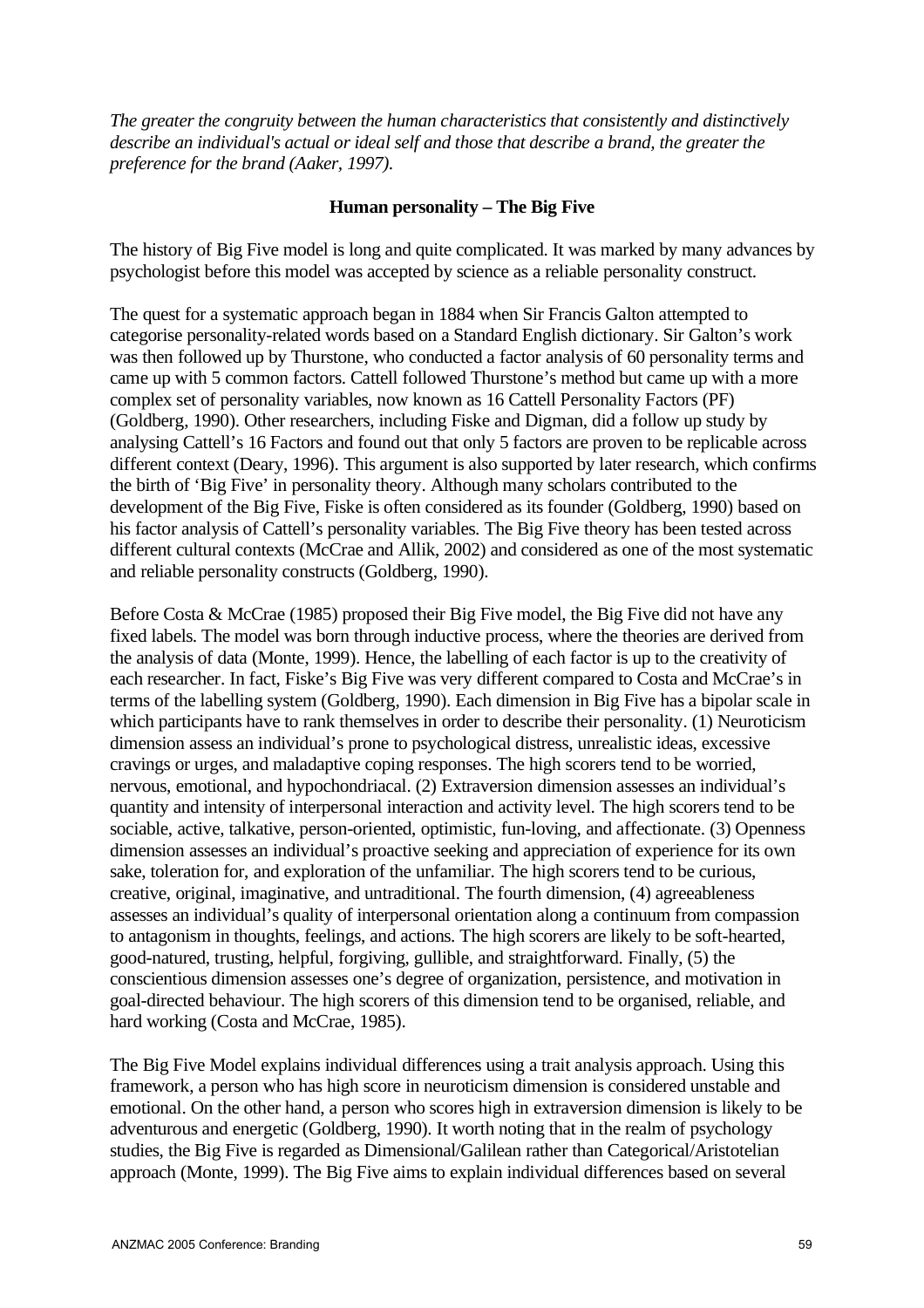*The greater the congruity between the human characteristics that consistently and distinctively describe an individual's actual or ideal self and those that describe a brand, the greater the preference for the brand (Aaker, 1997).*

## Human personality – The Big Five

The history of Big Five model is long and quite complicated. It was marked by many advances by psychologist before this model was accepted by science as a reliable personality construct.

The quest for a systematic approach began in 1884 when Sir Francis Galton attempted to categorise personality-related words based on a Standard English dictionary. Sir Galton's work was then followed up by Thurstone, who conducted a factor analysis of 60 personality terms and came up with 5 common factors. Cattell followed Thurstone's method but came up with a more complex set of personality variables, now known as 16 Cattell Personality Factors (PF) (Goldberg, 1990). Other researchers, including Fiske and Digman, did a follow up study by analysing Cattell's 16 Factors and found out that only 5 factors are proven to be replicable across different context (Deary, 1996). This argument is also supported by later research, which confirms the birth of 'Big Five' in personality theory. Although many scholars contributed to the development of the Big Five, Fiske is often considered as its founder (Goldberg, 1990) based on his factor analysis of Cattell's personality variables. The Big Five theory has been tested across different cultural contexts (McCrae and Allik, 2002) and considered as one of the most systematic and reliable personality constructs (Goldberg, 1990).

Before Costa & McCrae (1985) proposed their Big Five model, the Big Five did not have any fixed labels. The model was born through inductive process, where the theories are derived from the analysis of data (Monte, 1999). Hence, the labelling of each factor is up to the creativity of each researcher. In fact, Fiske's Big Five was very different compared to Costa and McCrae's in terms of the labelling system (Goldberg, 1990). Each dimension in Big Five has a bipolar scale in which participants have to rank themselves in order to describe their personality. (1) Neuroticism dimension assess an individual's prone to psychological distress, unrealistic ideas, excessive cravings or urges, and maladaptive coping responses. The high scorers tend to be worried, nervous, emotional, and hypochondriacal. (2) Extraversion dimension assesses an individual's quantity and intensity of interpersonal interaction and activity level. The high scorers tend to be sociable, active, talkative, person-oriented, optimistic, fun-loving, and affectionate. (3) Openness dimension assesses an individual's proactive seeking and appreciation of experience for its own sake, toleration for, and exploration of the unfamiliar. The high scorers tend to be curious, creative, original, imaginative, and untraditional. The fourth dimension, (4) agreeableness assesses an individual's quality of interpersonal orientation along a continuum from compassion to antagonism in thoughts, feelings, and actions. The high scorers are likely to be soft-hearted, good-natured, trusting, helpful, forgiving, gullible, and straightforward. Finally, (5) the conscientious dimension assesses one's degree of organization, persistence, and motivation in goal-directed behaviour. The high scorers of this dimension tend to be organised, reliable, and hard working (Costa and McCrae, 1985).

The Big Five Model explains individual differences using a trait analysis approach. Using this framework, a person who has high score in neuroticism dimension is considered unstable and emotional. On the other hand, a person who scores high in extraversion dimension is likely to be adventurous and energetic (Goldberg, 1990). It worth noting that in the realm of psychology studies, the Big Five is regarded as Dimensional/Galilean rather than Categorical/Aristotelian approach (Monte, 1999). The Big Five aims to explain individual differences based on several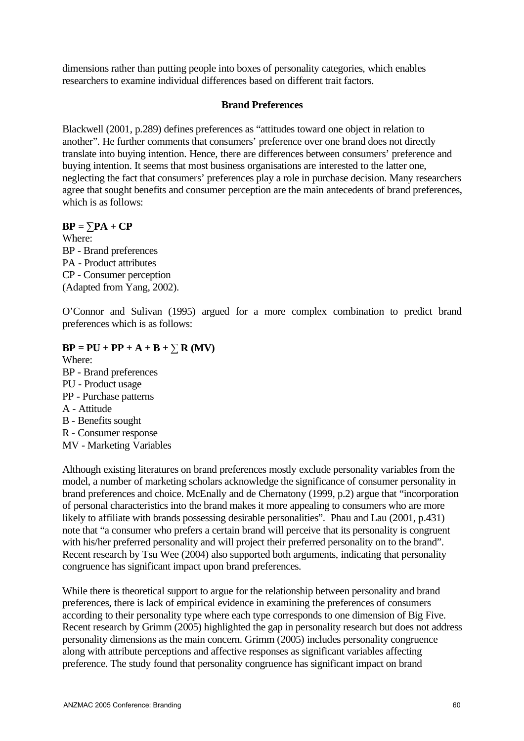dimensions rather than putting people into boxes of personality categories, which enables researchers to examine individual differences based on different trait factors.

### Brand Preferences

Blackwell (2001, p.289) defines preferences as "attitudes toward one object in relation to another". He further comments that consumers' preference over one brand does not directly translate into buying intention. Hence, there are differences between consumers' preference and buying intention. It seems that most business organisations are interested to the latter one, neglecting the fact that consumers' preferences play a role in purchase decision. Many researchers agree that sought benefits and consumer perception are the main antecedents of brand preferences, which is as follows:

$$\mathbf{BP = \sum PA + CP}$$

Where:
BP - Brand preferences
PA - Product attributes
CP - Consumer perception
(Adapted from Yang, 2002).

O'Connor and Sulivan (1995) argued for a more complex combination to predict brand preferences which is as follows:

$$\mathbf{BP = PU + PP + A + B + \sum R\ (MV)}$$

Where:
BP - Brand preferences
PU - Product usage
PP - Purchase patterns
A - Attitude
B - Benefits sought
R - Consumer response
MV - Marketing Variables

Although existing literatures on brand preferences mostly exclude personality variables from the model, a number of marketing scholars acknowledge the significance of consumer personality in brand preferences and choice. McEnally and de Chernatony (1999, p.2) argue that "incorporation of personal characteristics into the brand makes it more appealing to consumers who are more likely to affiliate with brands possessing desirable personalities". Phau and Lau (2001, p.431) note that "a consumer who prefers a certain brand will perceive that its personality is congruent with his/her preferred personality and will project their preferred personality on to the brand". Recent research by Tsu Wee (2004) also supported both arguments, indicating that personality congruence has significant impact upon brand preferences.

While there is theoretical support to argue for the relationship between personality and brand preferences, there is lack of empirical evidence in examining the preferences of consumers according to their personality type where each type corresponds to one dimension of Big Five. Recent research by Grimm (2005) highlighted the gap in personality research but does not address personality dimensions as the main concern. Grimm (2005) includes personality congruence along with attribute perceptions and affective responses as significant variables affecting preference. The study found that personality congruence has significant impact on brand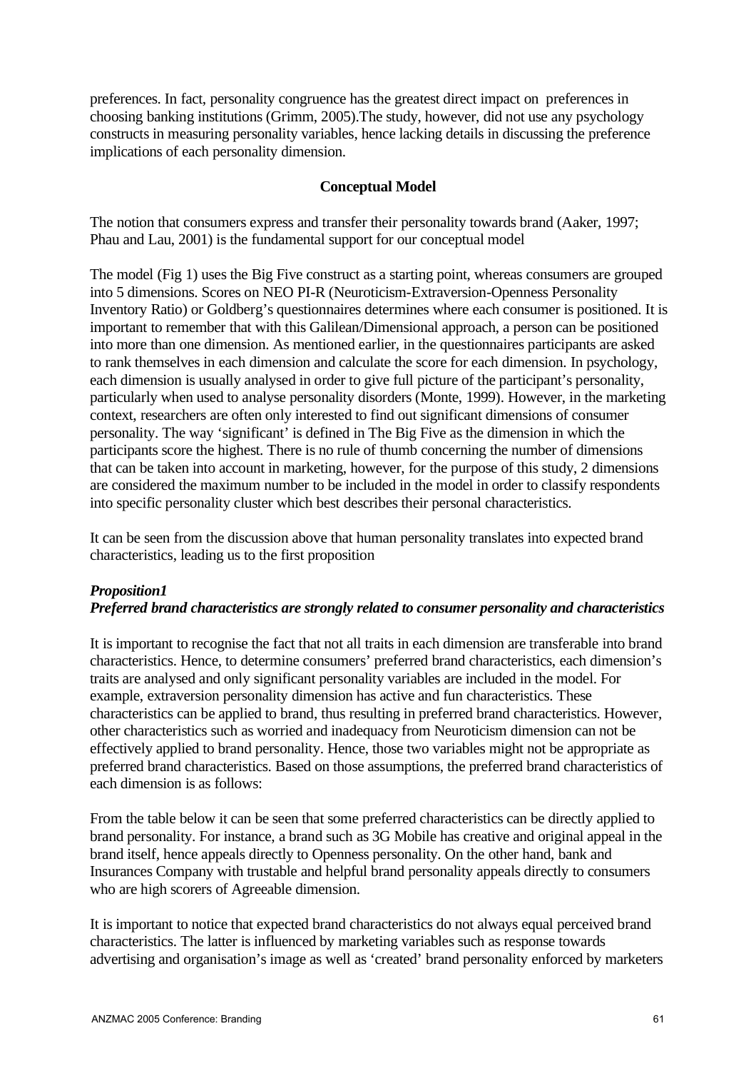preferences. In fact, personality congruence has the greatest direct impact on preferences in choosing banking institutions (Grimm, 2005).The study, however, did not use any psychology constructs in measuring personality variables, hence lacking details in discussing the preference implications of each personality dimension.

## Conceptual Model

The notion that consumers express and transfer their personality towards brand (Aaker, 1997; Phau and Lau, 2001) is the fundamental support for our conceptual model

The model (Fig 1) uses the Big Five construct as a starting point, whereas consumers are grouped into 5 dimensions. Scores on NEO PI-R (Neuroticism-Extraversion-Openness Personality Inventory Ratio) or Goldberg's questionnaires determines where each consumer is positioned. It is important to remember that with this Galilean/Dimensional approach, a person can be positioned into more than one dimension. As mentioned earlier, in the questionnaires participants are asked to rank themselves in each dimension and calculate the score for each dimension. In psychology, each dimension is usually analysed in order to give full picture of the participant's personality, particularly when used to analyse personality disorders (Monte, 1999). However, in the marketing context, researchers are often only interested to find out significant dimensions of consumer personality. The way 'significant' is defined in The Big Five as the dimension in which the participants score the highest. There is no rule of thumb concerning the number of dimensions that can be taken into account in marketing, however, for the purpose of this study, 2 dimensions are considered the maximum number to be included in the model in order to classify respondents into specific personality cluster which best describes their personal characteristics.

It can be seen from the discussion above that human personality translates into expected brand characteristics, leading us to the first proposition

***Proposition1***
***Preferred brand characteristics are strongly related to consumer personality and characteristics***

It is important to recognise the fact that not all traits in each dimension are transferable into brand characteristics. Hence, to determine consumers' preferred brand characteristics, each dimension's traits are analysed and only significant personality variables are included in the model. For example, extraversion personality dimension has active and fun characteristics. These characteristics can be applied to brand, thus resulting in preferred brand characteristics. However, other characteristics such as worried and inadequacy from Neuroticism dimension can not be effectively applied to brand personality. Hence, those two variables might not be appropriate as preferred brand characteristics. Based on those assumptions, the preferred brand characteristics of each dimension is as follows:

From the table below it can be seen that some preferred characteristics can be directly applied to brand personality. For instance, a brand such as 3G Mobile has creative and original appeal in the brand itself, hence appeals directly to Openness personality. On the other hand, bank and Insurances Company with trustable and helpful brand personality appeals directly to consumers who are high scorers of Agreeable dimension.

It is important to notice that expected brand characteristics do not always equal perceived brand characteristics. The latter is influenced by marketing variables such as response towards advertising and organisation's image as well as 'created' brand personality enforced by marketers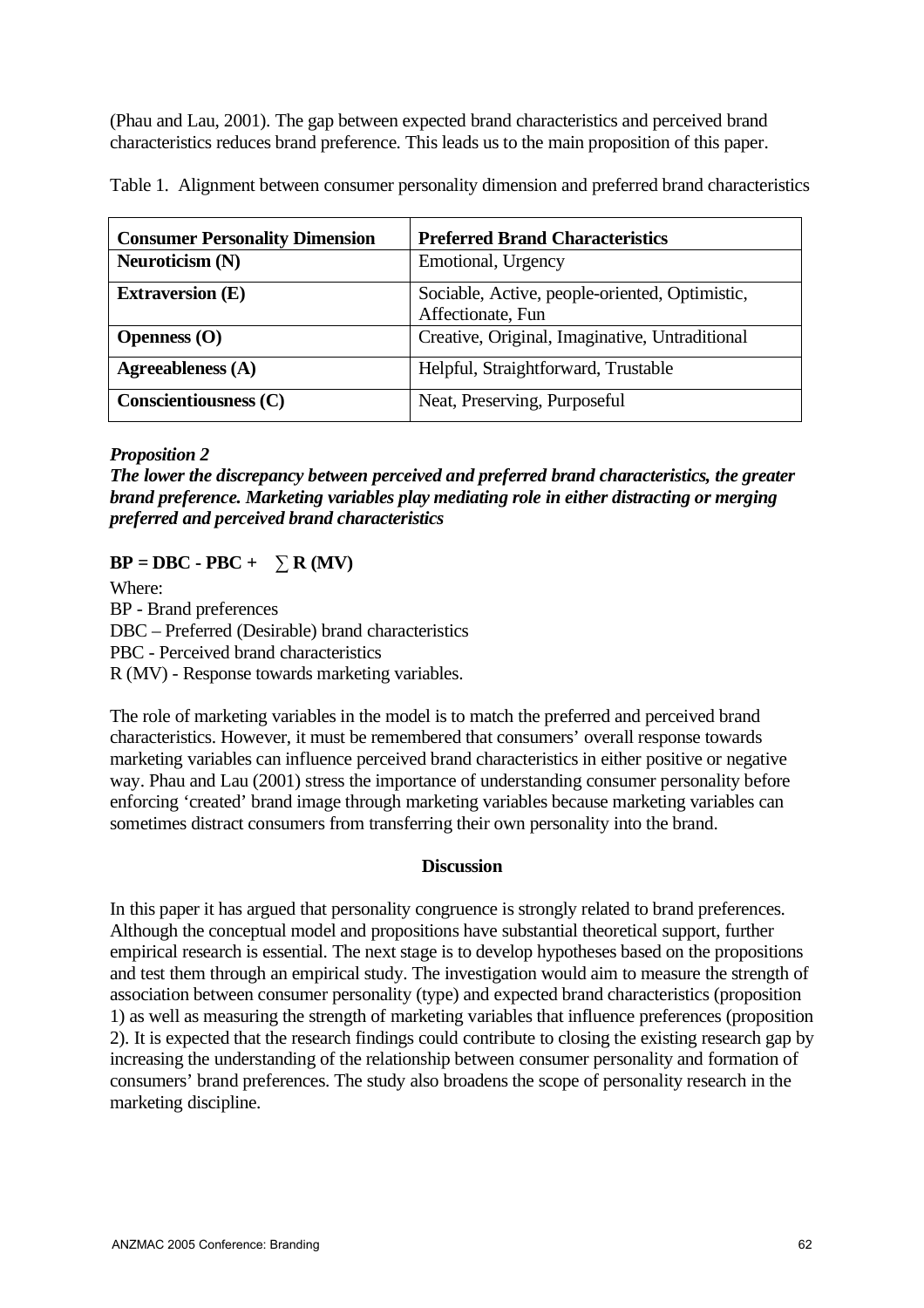(Phau and Lau, 2001). The gap between expected brand characteristics and perceived brand characteristics reduces brand preference. This leads us to the main proposition of this paper.

Table 1. Alignment between consumer personality dimension and preferred brand characteristics

| **Consumer Personality Dimension** | **Preferred Brand Characteristics** |
|---|---|
| **Neuroticism (N)** | Emotional, Urgency |
| **Extraversion (E)** | Sociable, Active, people-oriented, Optimistic, Affectionate, Fun |
| **Openness (O)** | Creative, Original, Imaginative, Untraditional |
| **Agreeableness (A)** | Helpful, Straightforward, Trustable |
| **Conscientiousness (C)** | Neat, Preserving, Purposeful |

***Proposition 2***

***The lower the discrepancy between perceived and preferred brand characteristics, the greater brand preference. Marketing variables play mediating role in either distracting or merging preferred and perceived brand characteristics***

$$\mathbf{BP = DBC - PBC + \sum R\,(MV)}$$

Where:
BP - Brand preferences
DBC – Preferred (Desirable) brand characteristics
PBC - Perceived brand characteristics
R (MV) - Response towards marketing variables.

The role of marketing variables in the model is to match the preferred and perceived brand characteristics. However, it must be remembered that consumers' overall response towards marketing variables can influence perceived brand characteristics in either positive or negative way. Phau and Lau (2001) stress the importance of understanding consumer personality before enforcing 'created' brand image through marketing variables because marketing variables can sometimes distract consumers from transferring their own personality into the brand.

## Discussion

In this paper it has argued that personality congruence is strongly related to brand preferences. Although the conceptual model and propositions have substantial theoretical support, further empirical research is essential. The next stage is to develop hypotheses based on the propositions and test them through an empirical study. The investigation would aim to measure the strength of association between consumer personality (type) and expected brand characteristics (proposition 1) as well as measuring the strength of marketing variables that influence preferences (proposition 2). It is expected that the research findings could contribute to closing the existing research gap by increasing the understanding of the relationship between consumer personality and formation of consumers' brand preferences. The study also broadens the scope of personality research in the marketing discipline.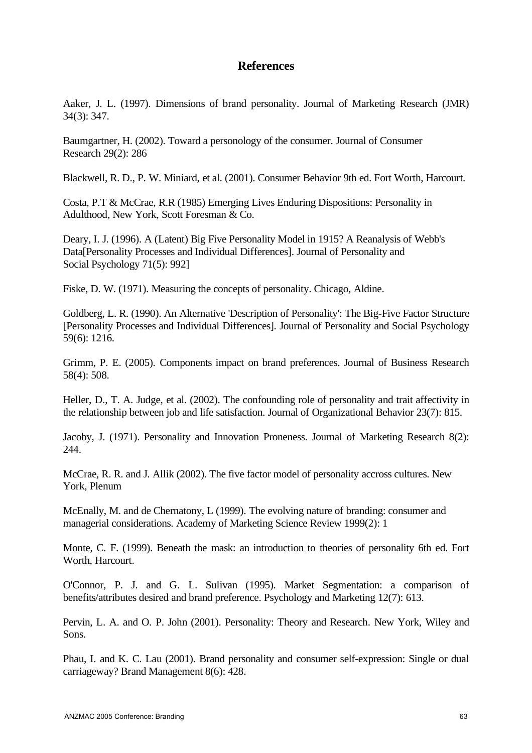## References

Aaker, J. L. (1997). Dimensions of brand personality. Journal of Marketing Research (JMR) 34(3): 347.

Baumgartner, H. (2002). Toward a personology of the consumer. Journal of Consumer Research 29(2): 286

Blackwell, R. D., P. W. Miniard, et al. (2001). Consumer Behavior 9th ed. Fort Worth, Harcourt.

Costa, P.T & McCrae, R.R (1985) Emerging Lives Enduring Dispositions: Personality in Adulthood, New York, Scott Foresman & Co.

Deary, I. J. (1996). A (Latent) Big Five Personality Model in 1915? A Reanalysis of Webb's Data[Personality Processes and Individual Differences]. Journal of Personality and Social Psychology 71(5): 992]

Fiske, D. W. (1971). Measuring the concepts of personality. Chicago, Aldine.

Goldberg, L. R. (1990). An Alternative 'Description of Personality': The Big-Five Factor Structure [Personality Processes and Individual Differences]. Journal of Personality and Social Psychology 59(6): 1216.

Grimm, P. E. (2005). Components impact on brand preferences. Journal of Business Research 58(4): 508.

Heller, D., T. A. Judge, et al. (2002). The confounding role of personality and trait affectivity in the relationship between job and life satisfaction. Journal of Organizational Behavior 23(7): 815.

Jacoby, J. (1971). Personality and Innovation Proneness. Journal of Marketing Research 8(2): 244.

McCrae, R. R. and J. Allik (2002). The five factor model of personality accross cultures. New York, Plenum

McEnally, M. and de Chernatony, L (1999). The evolving nature of branding: consumer and managerial considerations. Academy of Marketing Science Review 1999(2): 1

Monte, C. F. (1999). Beneath the mask: an introduction to theories of personality 6th ed. Fort Worth, Harcourt.

O'Connor, P. J. and G. L. Sulivan (1995). Market Segmentation: a comparison of benefits/attributes desired and brand preference. Psychology and Marketing 12(7): 613.

Pervin, L. A. and O. P. John (2001). Personality: Theory and Research. New York, Wiley and Sons.

Phau, I. and K. C. Lau (2001). Brand personality and consumer self-expression: Single or dual carriageway? Brand Management 8(6): 428.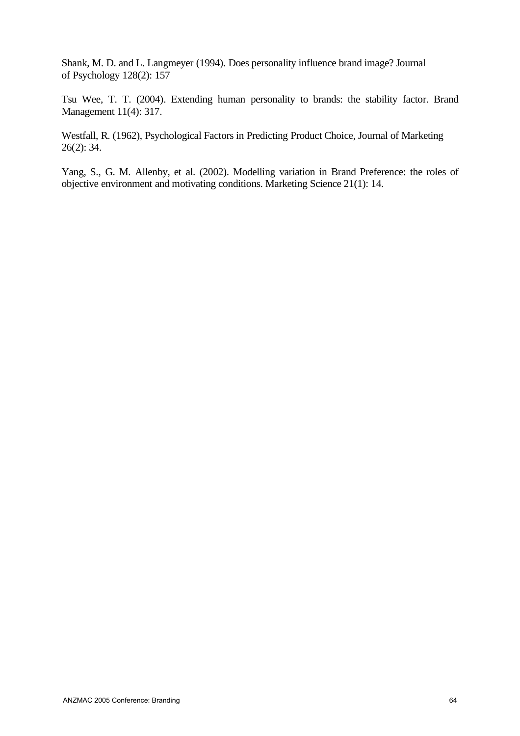Shank, M. D. and L. Langmeyer (1994). Does personality influence brand image? Journal of Psychology 128(2): 157

Tsu Wee, T. T. (2004). Extending human personality to brands: the stability factor. Brand Management 11(4): 317.

Westfall, R. (1962), Psychological Factors in Predicting Product Choice, Journal of Marketing 26(2): 34.

Yang, S., G. M. Allenby, et al. (2002). Modelling variation in Brand Preference: the roles of objective environment and motivating conditions. Marketing Science 21(1): 14.